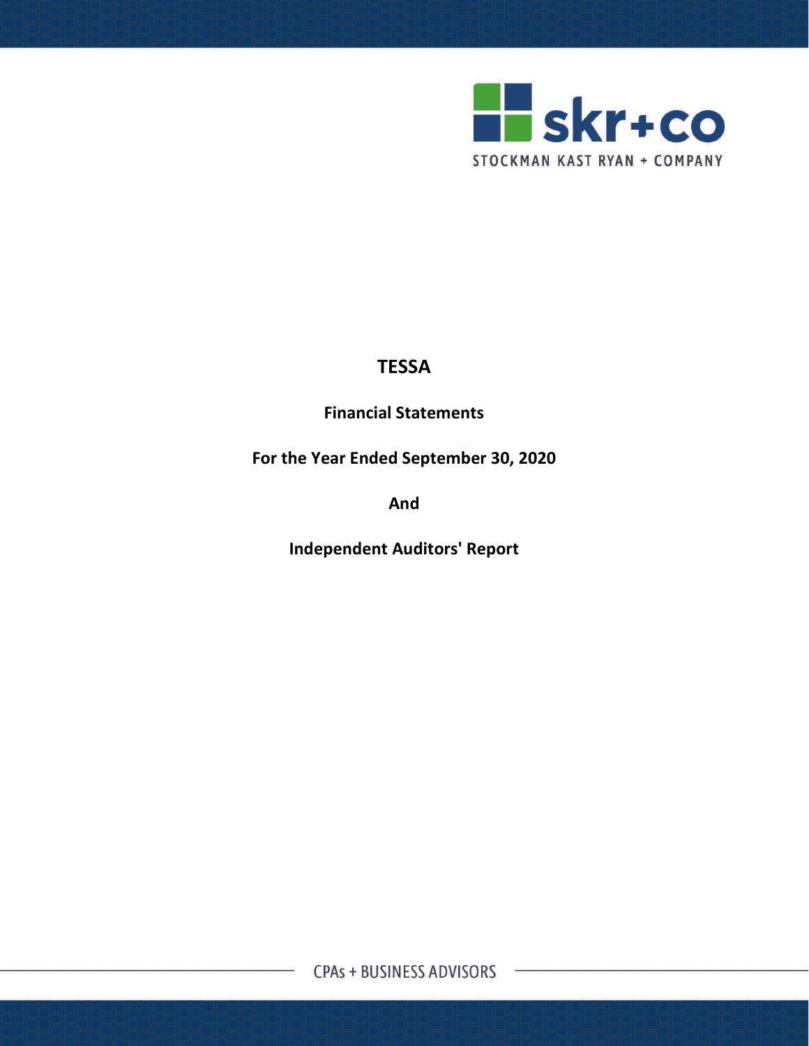skr+co

STOCKMAN KAST RYAN + COMPANY

# TESSA

## Financial Statements

## For the Year Ended September 30, 2020

## And

## Independent Auditors' Report

CPAs + BUSINESS ADVISORS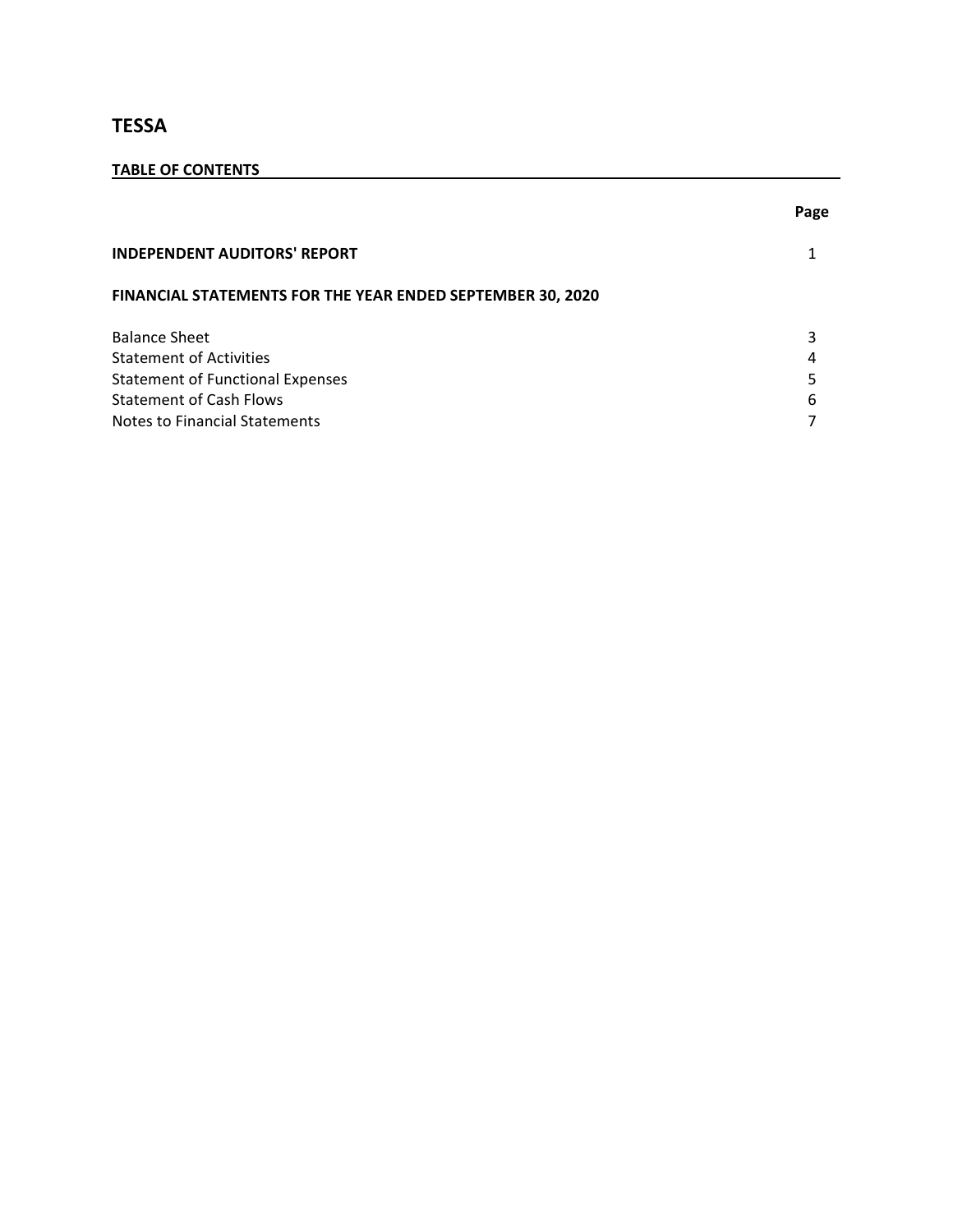# TESSA

**TABLE OF CONTENTS**

| | Page |
|---|---|
| **INDEPENDENT AUDITORS' REPORT** | 1 |
| **FINANCIAL STATEMENTS FOR THE YEAR ENDED SEPTEMBER 30, 2020** | |
| Balance Sheet | 3 |
| Statement of Activities | 4 |
| Statement of Functional Expenses | 5 |
| Statement of Cash Flows | 6 |
| Notes to Financial Statements | 7 |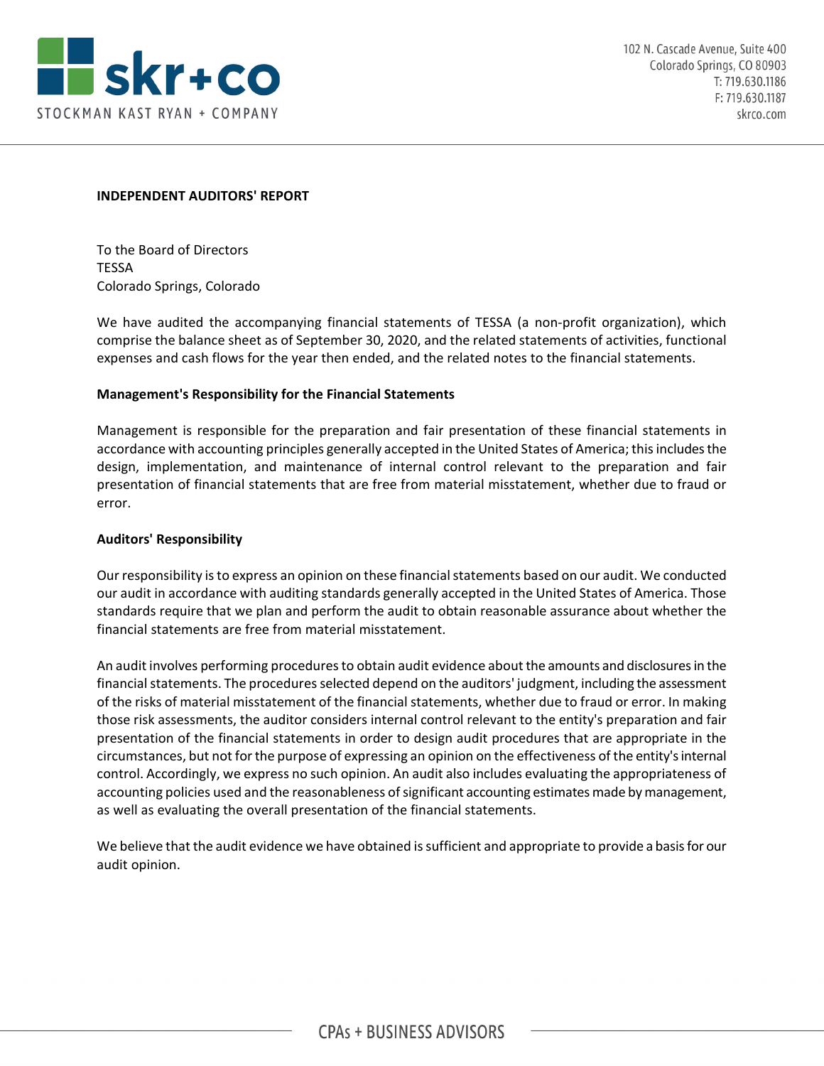# INDEPENDENT AUDITORS' REPORT

To the Board of Directors
TESSA
Colorado Springs, Colorado

We have audited the accompanying financial statements of TESSA (a non-profit organization), which comprise the balance sheet as of September 30, 2020, and the related statements of activities, functional expenses and cash flows for the year then ended, and the related notes to the financial statements.

## Management's Responsibility for the Financial Statements

Management is responsible for the preparation and fair presentation of these financial statements in accordance with accounting principles generally accepted in the United States of America; this includes the design, implementation, and maintenance of internal control relevant to the preparation and fair presentation of financial statements that are free from material misstatement, whether due to fraud or error.

## Auditors' Responsibility

Our responsibility is to express an opinion on these financial statements based on our audit. We conducted our audit in accordance with auditing standards generally accepted in the United States of America. Those standards require that we plan and perform the audit to obtain reasonable assurance about whether the financial statements are free from material misstatement.

An audit involves performing procedures to obtain audit evidence about the amounts and disclosures in the financial statements. The procedures selected depend on the auditors' judgment, including the assessment of the risks of material misstatement of the financial statements, whether due to fraud or error. In making those risk assessments, the auditor considers internal control relevant to the entity's preparation and fair presentation of the financial statements in order to design audit procedures that are appropriate in the circumstances, but not for the purpose of expressing an opinion on the effectiveness of the entity's internal control. Accordingly, we express no such opinion. An audit also includes evaluating the appropriateness of accounting policies used and the reasonableness of significant accounting estimates made by management, as well as evaluating the overall presentation of the financial statements.

We believe that the audit evidence we have obtained is sufficient and appropriate to provide a basis for our audit opinion.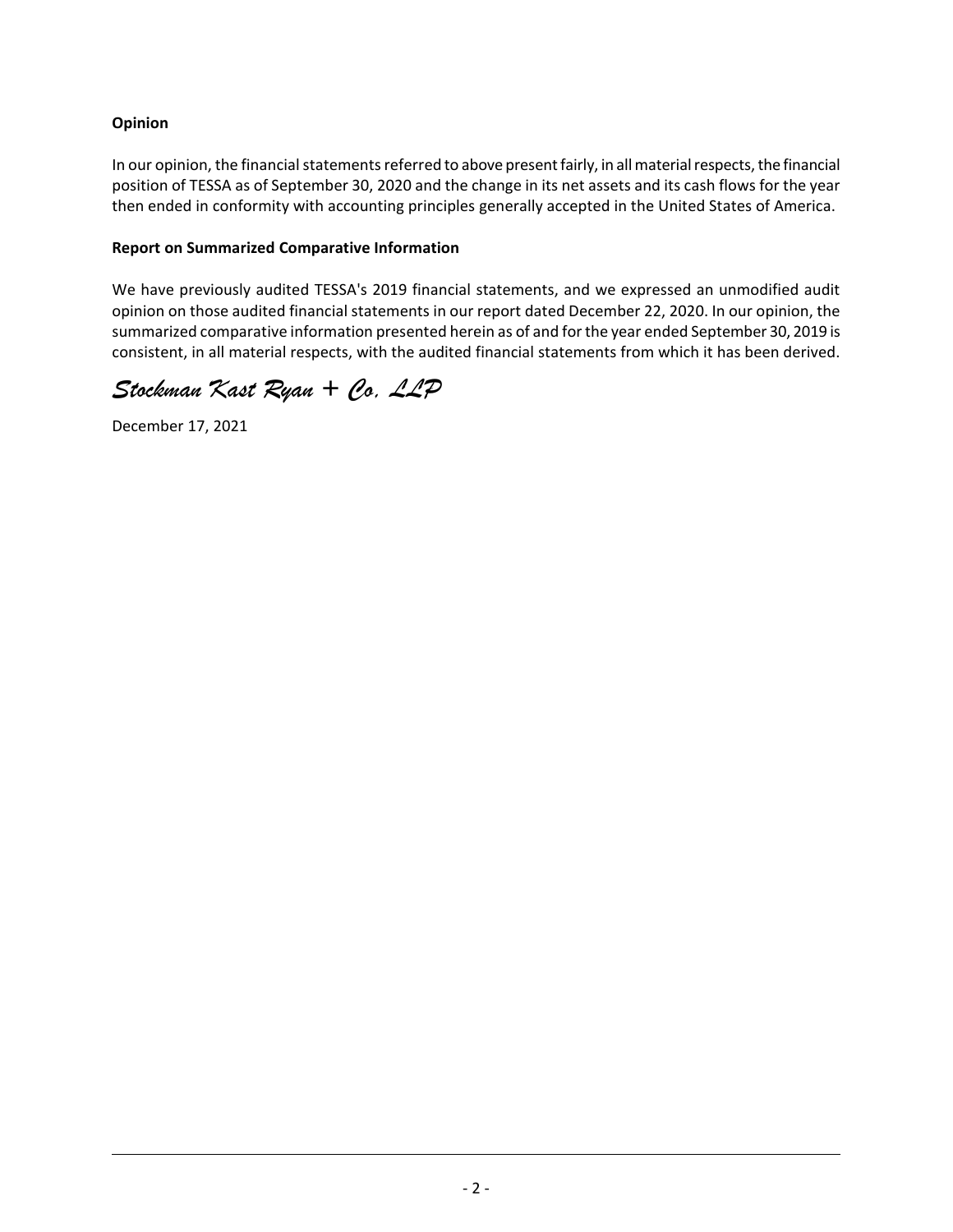**Opinion**

In our opinion, the financial statements referred to above present fairly, in all material respects, the financial position of TESSA as of September 30, 2020 and the change in its net assets and its cash flows for the year then ended in conformity with accounting principles generally accepted in the United States of America.

**Report on Summarized Comparative Information**

We have previously audited TESSA's 2019 financial statements, and we expressed an unmodified audit opinion on those audited financial statements in our report dated December 22, 2020. In our opinion, the summarized comparative information presented herein as of and for the year ended September 30, 2019 is consistent, in all material respects, with the audited financial statements from which it has been derived.

*Stockman Kast Ryan + Co, LLP*

December 17, 2021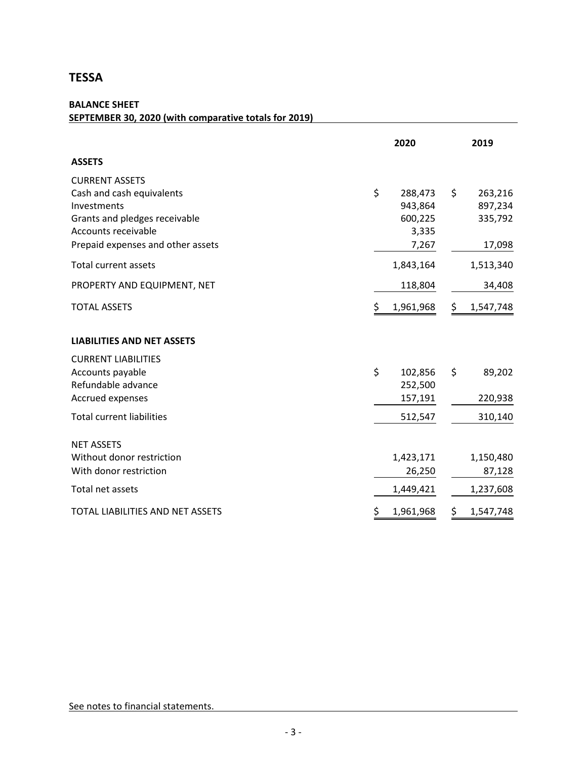# TESSA

**BALANCE SHEET**
**SEPTEMBER 30, 2020 (with comparative totals for 2019)**

| | 2020 | 2019 |
|---|---|---|
| **ASSETS** | | |
| CURRENT ASSETS | | |
| Cash and cash equivalents | $ 288,473 | $ 263,216 |
| Investments | 943,864 | 897,234 |
| Grants and pledges receivable | 600,225 | 335,792 |
| Accounts receivable | 3,335 | |
| Prepaid expenses and other assets | 7,267 | 17,098 |
| Total current assets | 1,843,164 | 1,513,340 |
| PROPERTY AND EQUIPMENT, NET | 118,804 | 34,408 |
| TOTAL ASSETS | $ 1,961,968 | $ 1,547,748 |
| **LIABILITIES AND NET ASSETS** | | |
| CURRENT LIABILITIES | | |
| Accounts payable | $ 102,856 | $ 89,202 |
| Refundable advance | 252,500 | |
| Accrued expenses | 157,191 | 220,938 |
| Total current liabilities | 512,547 | 310,140 |
| NET ASSETS | | |
| Without donor restriction | 1,423,171 | 1,150,480 |
| With donor restriction | 26,250 | 87,128 |
| Total net assets | 1,449,421 | 1,237,608 |
| TOTAL LIABILITIES AND NET ASSETS | $ 1,961,968 | $ 1,547,748 |

See notes to financial statements.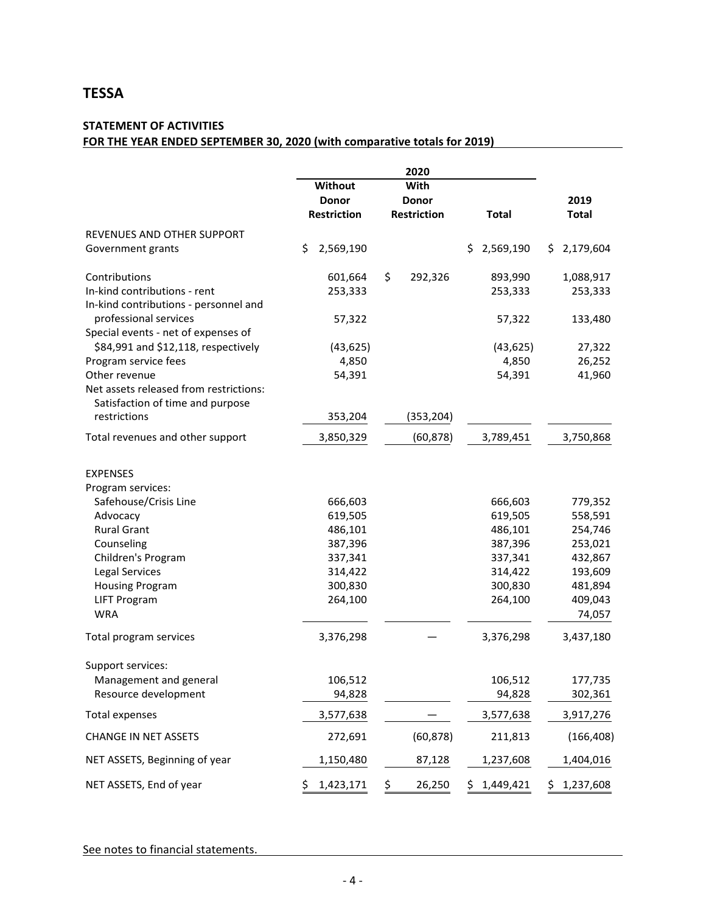# TESSA

## STATEMENT OF ACTIVITIES
**FOR THE YEAR ENDED SEPTEMBER 30, 2020 (with comparative totals for 2019)**

| | 2020 | | | |
|---|---|---|---|---|
| | Without Donor Restriction | With Donor Restriction | Total | 2019 Total |
| REVENUES AND OTHER SUPPORT | | | | |
| Government grants | $ 2,569,190 | | $ 2,569,190 | $ 2,179,604 |
| Contributions | 601,664 | $ 292,326 | 893,990 | 1,088,917 |
| In-kind contributions - rent | 253,333 | | 253,333 | 253,333 |
| In-kind contributions - personnel and professional services | 57,322 | | 57,322 | 133,480 |
| Special events - net of expenses of $84,991 and $12,118, respectively | (43,625) | | (43,625) | 27,322 |
| Program service fees | 4,850 | | 4,850 | 26,252 |
| Other revenue | 54,391 | | 54,391 | 41,960 |
| Net assets released from restrictions: Satisfaction of time and purpose restrictions | 353,204 | (353,204) | | |
| Total revenues and other support | 3,850,329 | (60,878) | 3,789,451 | 3,750,868 |
| EXPENSES | | | | |
| Program services: | | | | |
| Safehouse/Crisis Line | 666,603 | | 666,603 | 779,352 |
| Advocacy | 619,505 | | 619,505 | 558,591 |
| Rural Grant | 486,101 | | 486,101 | 254,746 |
| Counseling | 387,396 | | 387,396 | 253,021 |
| Children's Program | 337,341 | | 337,341 | 432,867 |
| Legal Services | 314,422 | | 314,422 | 193,609 |
| Housing Program | 300,830 | | 300,830 | 481,894 |
| LIFT Program | 264,100 | | 264,100 | 409,043 |
| WRA | | | | 74,057 |
| Total program services | 3,376,298 | — | 3,376,298 | 3,437,180 |
| Support services: | | | | |
| Management and general | 106,512 | | 106,512 | 177,735 |
| Resource development | 94,828 | | 94,828 | 302,361 |
| Total expenses | 3,577,638 | — | 3,577,638 | 3,917,276 |
| CHANGE IN NET ASSETS | 272,691 | (60,878) | 211,813 | (166,408) |
| NET ASSETS, Beginning of year | 1,150,480 | 87,128 | 1,237,608 | 1,404,016 |
| NET ASSETS, End of year | $ 1,423,171 | $ 26,250 | $ 1,449,421 | $ 1,237,608 |

See notes to financial statements.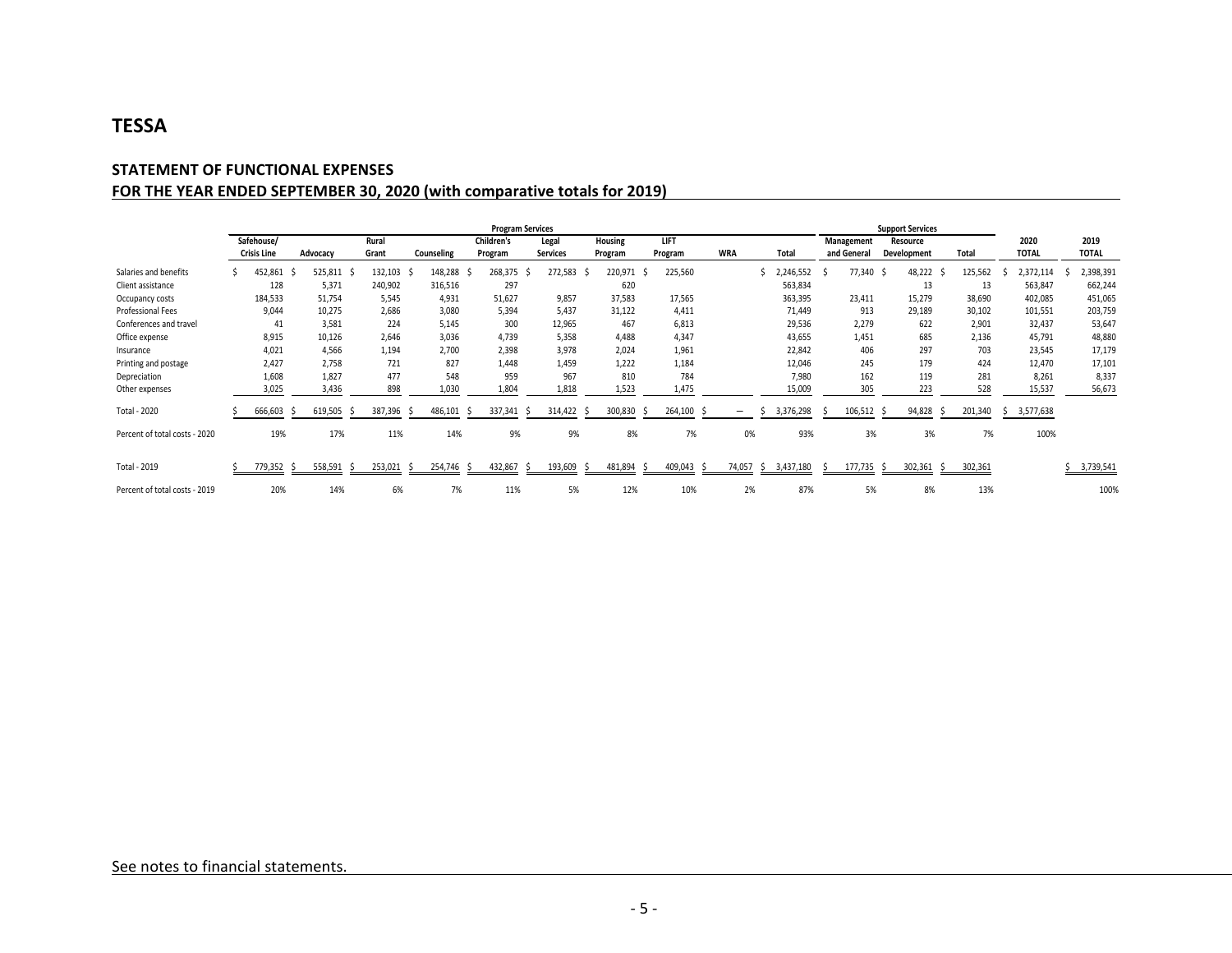# TESSA

## STATEMENT OF FUNCTIONAL EXPENSES

## FOR THE YEAR ENDED SEPTEMBER 30, 2020 (with comparative totals for 2019)

| | Program Services | | | | | | | | | | Support Services | | | | |
|---|---|---|---|---|---|---|---|---|---|---|---|---|---|---|---|
| | Safehouse/ Crisis Line | Advocacy | Rural Grant | Counseling | Children's Program | Legal Services | Housing Program | LIFT Program | WRA | Total | Management and General | Resource Development | Total | 2020 TOTAL | 2019 TOTAL |
| Salaries and benefits | $ 452,861 | $ 525,811 | $ 132,103 | $ 148,288 | $ 268,375 | $ 272,583 | $ 220,971 | $ 225,560 | | $ 2,246,552 | $ 77,340 | $ 48,222 | $ 125,562 | $ 2,372,114 | $ 2,398,391 |
| Client assistance | 128 | 5,371 | 240,902 | 316,516 | 297 | | 620 | | | 563,834 | | 13 | 13 | 563,847 | 662,244 |
| Occupancy costs | 184,533 | 51,754 | 5,545 | 4,931 | 51,627 | 9,857 | 37,583 | 17,565 | | 363,395 | 23,411 | 15,279 | 38,690 | 402,085 | 451,065 |
| Professional Fees | 9,044 | 10,275 | 2,686 | 3,080 | 5,394 | 5,437 | 31,122 | 4,411 | | 71,449 | 913 | 29,189 | 30,102 | 101,551 | 203,759 |
| Conferences and travel | 41 | 3,581 | 224 | 5,145 | 300 | 12,965 | 467 | 6,813 | | 29,536 | 2,279 | 622 | 2,901 | 32,437 | 53,647 |
| Office expense | 8,915 | 10,126 | 2,646 | 3,036 | 4,739 | 5,358 | 4,488 | 4,347 | | 43,655 | 1,451 | 685 | 2,136 | 45,791 | 48,880 |
| Insurance | 4,021 | 4,566 | 1,194 | 2,700 | 2,398 | 3,978 | 2,024 | 1,961 | | 22,842 | 406 | 297 | 703 | 23,545 | 17,179 |
| Printing and postage | 2,427 | 2,758 | 721 | 827 | 1,448 | 1,459 | 1,222 | 1,184 | | 12,046 | 245 | 179 | 424 | 12,470 | 17,101 |
| Depreciation | 1,608 | 1,827 | 477 | 548 | 959 | 967 | 810 | 784 | | 7,980 | 162 | 119 | 281 | 8,261 | 8,337 |
| Other expenses | 3,025 | 3,436 | 898 | 1,030 | 1,804 | 1,818 | 1,523 | 1,475 | | 15,009 | 305 | 223 | 528 | 15,537 | 56,673 |
| Total - 2020 | $ 666,603 | $ 619,505 | $ 387,396 | $ 486,101 | $ 337,341 | $ 314,422 | $ 300,830 | $ 264,100 | $ — | $ 3,376,298 | $ 106,512 | $ 94,828 | $ 201,340 | $ 3,577,638 | |
| Percent of total costs - 2020 | 19% | 17% | 11% | 14% | 9% | 9% | 8% | 7% | 0% | 93% | 3% | 3% | 7% | 100% | |
| Total - 2019 | $ 779,352 | $ 558,591 | $ 253,021 | $ 254,746 | $ 432,867 | $ 193,609 | $ 481,894 | $ 409,043 | $ 74,057 | $ 3,437,180 | $ 177,735 | $ 302,361 | $ 302,361 | | $ 3,739,541 |
| Percent of total costs - 2019 | 20% | 14% | 6% | 7% | 11% | 5% | 12% | 10% | 2% | 87% | 5% | 8% | 13% | | 100% |

See notes to financial statements.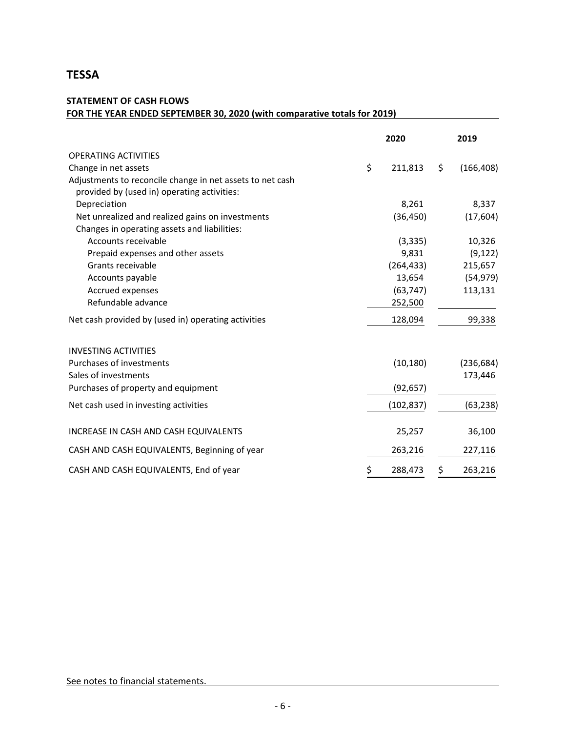## TESSA

**STATEMENT OF CASH FLOWS**
**FOR THE YEAR ENDED SEPTEMBER 30, 2020 (with comparative totals for 2019)**

| | 2020 | 2019 |
|---|---|---|
| OPERATING ACTIVITIES | | |
| Change in net assets | $ 211,813 | $ (166,408) |
| Adjustments to reconcile change in net assets to net cash provided by (used in) operating activities: | | |
| Depreciation | 8,261 | 8,337 |
| Net unrealized and realized gains on investments | (36,450) | (17,604) |
| Changes in operating assets and liabilities: | | |
| Accounts receivable | (3,335) | 10,326 |
| Prepaid expenses and other assets | 9,831 | (9,122) |
| Grants receivable | (264,433) | 215,657 |
| Accounts payable | 13,654 | (54,979) |
| Accrued expenses | (63,747) | 113,131 |
| Refundable advance | 252,500 | |
| Net cash provided by (used in) operating activities | 128,094 | 99,338 |
| INVESTING ACTIVITIES | | |
| Purchases of investments | (10,180) | (236,684) |
| Sales of investments | | 173,446 |
| Purchases of property and equipment | (92,657) | |
| Net cash used in investing activities | (102,837) | (63,238) |
| INCREASE IN CASH AND CASH EQUIVALENTS | 25,257 | 36,100 |
| CASH AND CASH EQUIVALENTS, Beginning of year | 263,216 | 227,116 |
| CASH AND CASH EQUIVALENTS, End of year | $ 288,473 | $ 263,216 |

See notes to financial statements.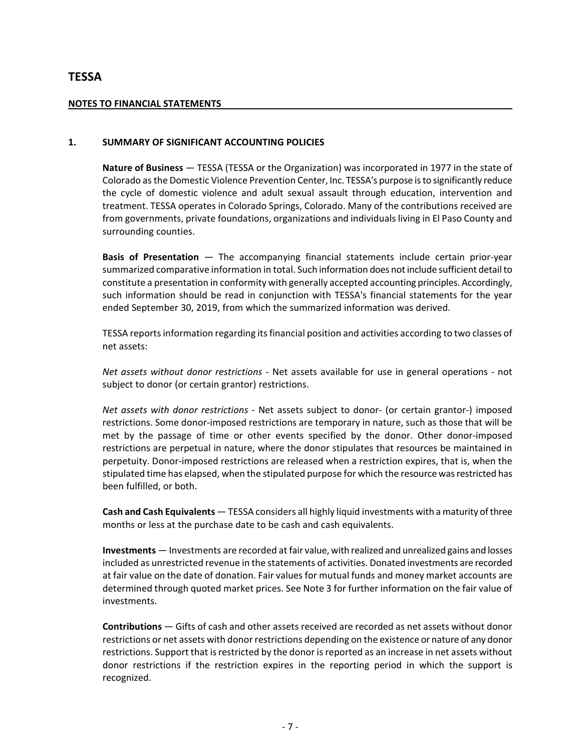# TESSA

## NOTES TO FINANCIAL STATEMENTS

### 1. SUMMARY OF SIGNIFICANT ACCOUNTING POLICIES

**Nature of Business** — TESSA (TESSA or the Organization) was incorporated in 1977 in the state of Colorado as the Domestic Violence Prevention Center, Inc. TESSA's purpose is to significantly reduce the cycle of domestic violence and adult sexual assault through education, intervention and treatment. TESSA operates in Colorado Springs, Colorado. Many of the contributions received are from governments, private foundations, organizations and individuals living in El Paso County and surrounding counties.

**Basis of Presentation** — The accompanying financial statements include certain prior-year summarized comparative information in total. Such information does not include sufficient detail to constitute a presentation in conformity with generally accepted accounting principles. Accordingly, such information should be read in conjunction with TESSA's financial statements for the year ended September 30, 2019, from which the summarized information was derived.

TESSA reports information regarding its financial position and activities according to two classes of net assets:

*Net assets without donor restrictions* - Net assets available for use in general operations - not subject to donor (or certain grantor) restrictions.

*Net assets with donor restrictions* - Net assets subject to donor- (or certain grantor-) imposed restrictions. Some donor-imposed restrictions are temporary in nature, such as those that will be met by the passage of time or other events specified by the donor. Other donor-imposed restrictions are perpetual in nature, where the donor stipulates that resources be maintained in perpetuity. Donor-imposed restrictions are released when a restriction expires, that is, when the stipulated time has elapsed, when the stipulated purpose for which the resource was restricted has been fulfilled, or both.

**Cash and Cash Equivalents** — TESSA considers all highly liquid investments with a maturity of three months or less at the purchase date to be cash and cash equivalents.

**Investments** — Investments are recorded at fair value, with realized and unrealized gains and losses included as unrestricted revenue in the statements of activities. Donated investments are recorded at fair value on the date of donation. Fair values for mutual funds and money market accounts are determined through quoted market prices. See Note 3 for further information on the fair value of investments.

**Contributions** — Gifts of cash and other assets received are recorded as net assets without donor restrictions or net assets with donor restrictions depending on the existence or nature of any donor restrictions. Support that is restricted by the donor is reported as an increase in net assets without donor restrictions if the restriction expires in the reporting period in which the support is recognized.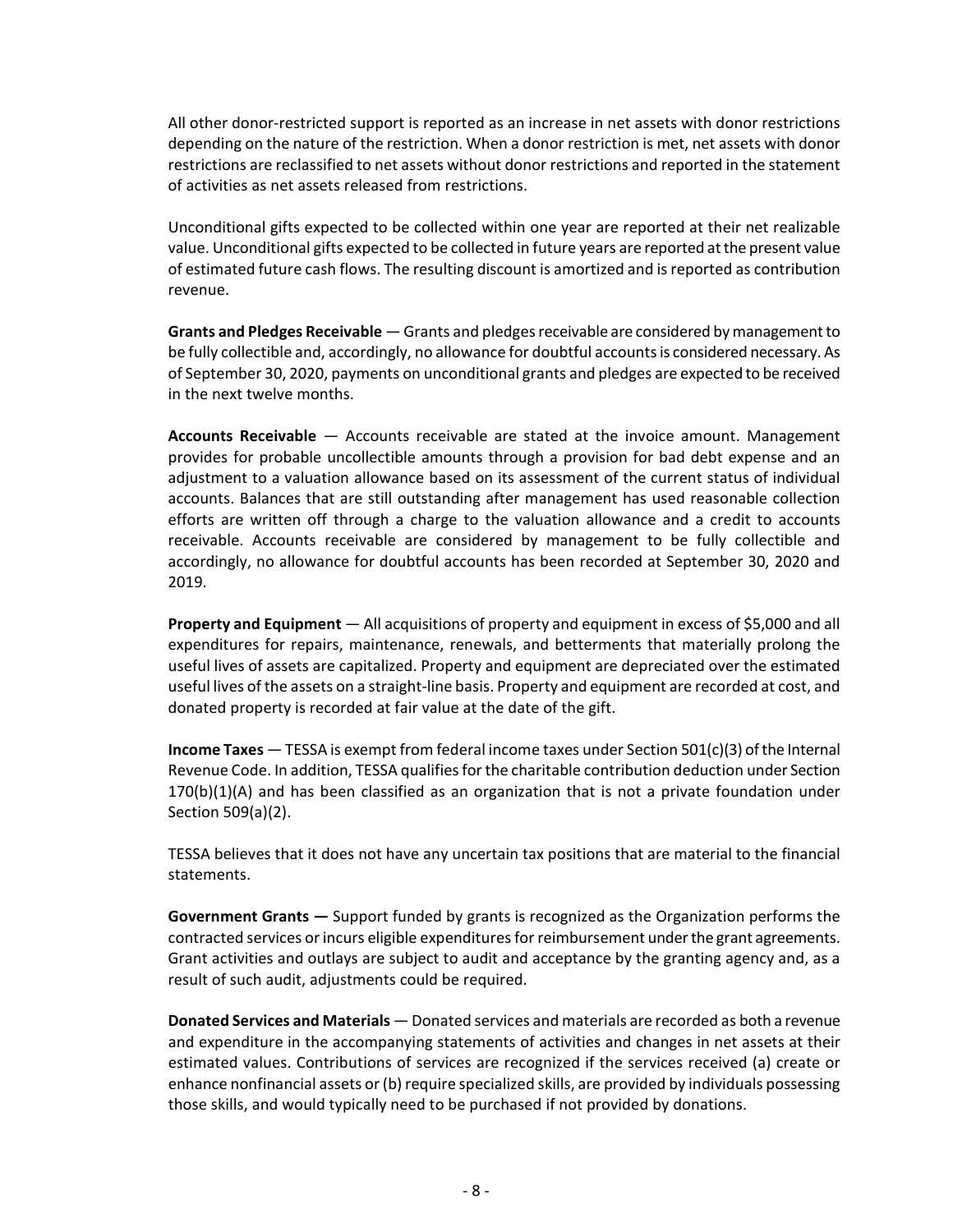All other donor-restricted support is reported as an increase in net assets with donor restrictions depending on the nature of the restriction. When a donor restriction is met, net assets with donor restrictions are reclassified to net assets without donor restrictions and reported in the statement of activities as net assets released from restrictions.

Unconditional gifts expected to be collected within one year are reported at their net realizable value. Unconditional gifts expected to be collected in future years are reported at the present value of estimated future cash flows. The resulting discount is amortized and is reported as contribution revenue.

**Grants and Pledges Receivable** — Grants and pledges receivable are considered by management to be fully collectible and, accordingly, no allowance for doubtful accounts is considered necessary. As of September 30, 2020, payments on unconditional grants and pledges are expected to be received in the next twelve months.

**Accounts Receivable** — Accounts receivable are stated at the invoice amount. Management provides for probable uncollectible amounts through a provision for bad debt expense and an adjustment to a valuation allowance based on its assessment of the current status of individual accounts. Balances that are still outstanding after management has used reasonable collection efforts are written off through a charge to the valuation allowance and a credit to accounts receivable. Accounts receivable are considered by management to be fully collectible and accordingly, no allowance for doubtful accounts has been recorded at September 30, 2020 and 2019.

**Property and Equipment** — All acquisitions of property and equipment in excess of $5,000 and all expenditures for repairs, maintenance, renewals, and betterments that materially prolong the useful lives of assets are capitalized. Property and equipment are depreciated over the estimated useful lives of the assets on a straight-line basis. Property and equipment are recorded at cost, and donated property is recorded at fair value at the date of the gift.

**Income Taxes** — TESSA is exempt from federal income taxes under Section 501(c)(3) of the Internal Revenue Code. In addition, TESSA qualifies for the charitable contribution deduction under Section 170(b)(1)(A) and has been classified as an organization that is not a private foundation under Section 509(a)(2).

TESSA believes that it does not have any uncertain tax positions that are material to the financial statements.

**Government Grants —** Support funded by grants is recognized as the Organization performs the contracted services or incurs eligible expenditures for reimbursement under the grant agreements. Grant activities and outlays are subject to audit and acceptance by the granting agency and, as a result of such audit, adjustments could be required.

**Donated Services and Materials** — Donated services and materials are recorded as both a revenue and expenditure in the accompanying statements of activities and changes in net assets at their estimated values. Contributions of services are recognized if the services received (a) create or enhance nonfinancial assets or (b) require specialized skills, are provided by individuals possessing those skills, and would typically need to be purchased if not provided by donations.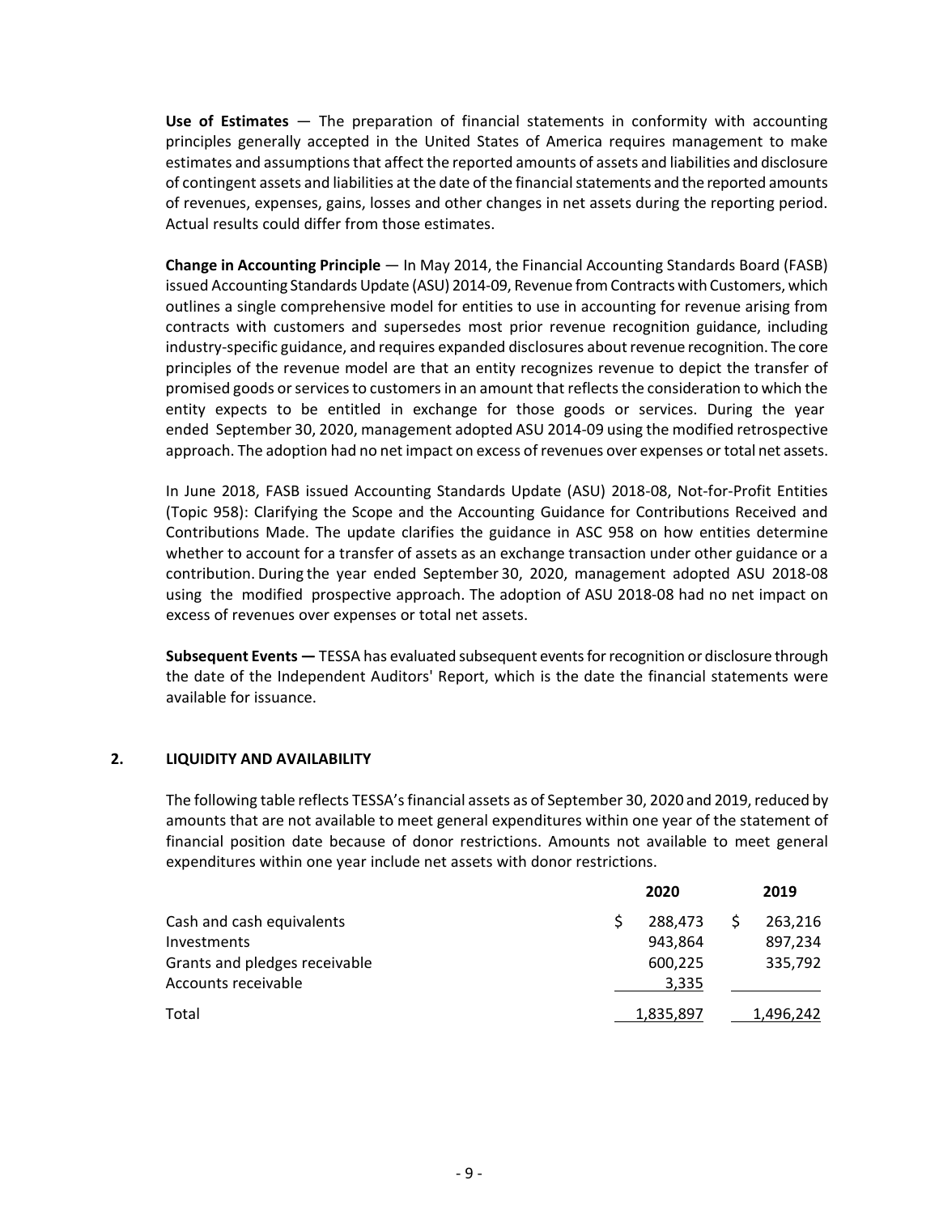**Use of Estimates** — The preparation of financial statements in conformity with accounting principles generally accepted in the United States of America requires management to make estimates and assumptions that affect the reported amounts of assets and liabilities and disclosure of contingent assets and liabilities at the date of the financial statements and the reported amounts of revenues, expenses, gains, losses and other changes in net assets during the reporting period. Actual results could differ from those estimates.

**Change in Accounting Principle** — In May 2014, the Financial Accounting Standards Board (FASB) issued Accounting Standards Update (ASU) 2014-09, Revenue from Contracts with Customers, which outlines a single comprehensive model for entities to use in accounting for revenue arising from contracts with customers and supersedes most prior revenue recognition guidance, including industry-specific guidance, and requires expanded disclosures about revenue recognition. The core principles of the revenue model are that an entity recognizes revenue to depict the transfer of promised goods or services to customers in an amount that reflects the consideration to which the entity expects to be entitled in exchange for those goods or services. During the year ended September 30, 2020, management adopted ASU 2014-09 using the modified retrospective approach. The adoption had no net impact on excess of revenues over expenses or total net assets.

In June 2018, FASB issued Accounting Standards Update (ASU) 2018-08, Not-for-Profit Entities (Topic 958): Clarifying the Scope and the Accounting Guidance for Contributions Received and Contributions Made. The update clarifies the guidance in ASC 958 on how entities determine whether to account for a transfer of assets as an exchange transaction under other guidance or a contribution. During the year ended September 30, 2020, management adopted ASU 2018-08 using the modified prospective approach. The adoption of ASU 2018-08 had no net impact on excess of revenues over expenses or total net assets.

**Subsequent Events —** TESSA has evaluated subsequent events for recognition or disclosure through the date of the Independent Auditors' Report, which is the date the financial statements were available for issuance.

## 2. LIQUIDITY AND AVAILABILITY

The following table reflects TESSA's financial assets as of September 30, 2020 and 2019, reduced by amounts that are not available to meet general expenditures within one year of the statement of financial position date because of donor restrictions. Amounts not available to meet general expenditures within one year include net assets with donor restrictions.

| | 2020 | 2019 |
|---|---|---|
| Cash and cash equivalents | $ 288,473 | $ 263,216 |
| Investments | 943,864 | 897,234 |
| Grants and pledges receivable | 600,225 | 335,792 |
| Accounts receivable | 3,335 | |
| Total | 1,835,897 | 1,496,242 |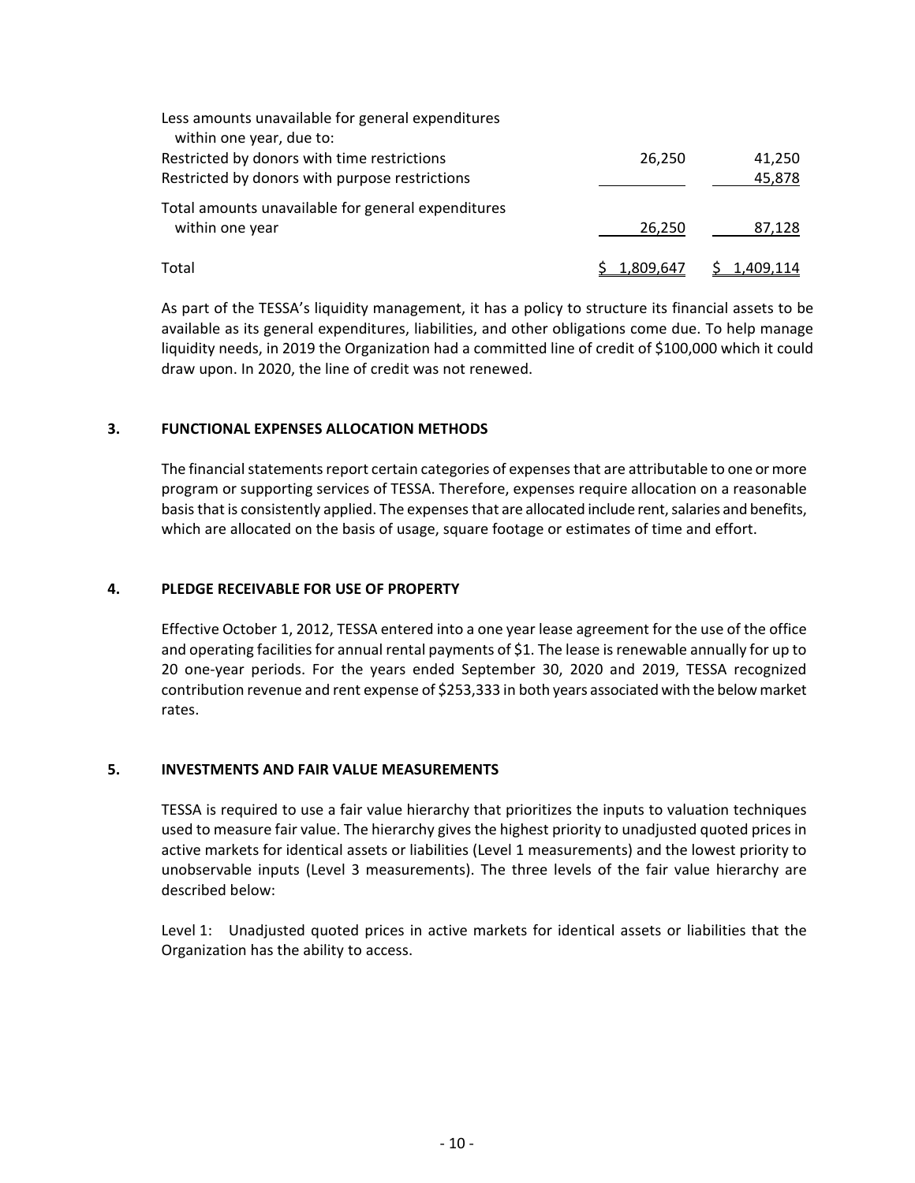| | | |
|---|---|---|
| Less amounts unavailable for general expenditures within one year, due to: | | |
| Restricted by donors with time restrictions | 26,250 | 41,250 |
| Restricted by donors with purpose restrictions | | 45,878 |
| Total amounts unavailable for general expenditures within one year | 26,250 | 87,128 |
| Total | $ 1,809,647 | $ 1,409,114 |

As part of the TESSA's liquidity management, it has a policy to structure its financial assets to be available as its general expenditures, liabilities, and other obligations come due. To help manage liquidity needs, in 2019 the Organization had a committed line of credit of $100,000 which it could draw upon. In 2020, the line of credit was not renewed.

## 3. FUNCTIONAL EXPENSES ALLOCATION METHODS

The financial statements report certain categories of expenses that are attributable to one or more program or supporting services of TESSA. Therefore, expenses require allocation on a reasonable basis that is consistently applied. The expenses that are allocated include rent, salaries and benefits, which are allocated on the basis of usage, square footage or estimates of time and effort.

## 4. PLEDGE RECEIVABLE FOR USE OF PROPERTY

Effective October 1, 2012, TESSA entered into a one year lease agreement for the use of the office and operating facilities for annual rental payments of $1. The lease is renewable annually for up to 20 one-year periods. For the years ended September 30, 2020 and 2019, TESSA recognized contribution revenue and rent expense of $253,333 in both years associated with the below market rates.

## 5. INVESTMENTS AND FAIR VALUE MEASUREMENTS

TESSA is required to use a fair value hierarchy that prioritizes the inputs to valuation techniques used to measure fair value. The hierarchy gives the highest priority to unadjusted quoted prices in active markets for identical assets or liabilities (Level 1 measurements) and the lowest priority to unobservable inputs (Level 3 measurements). The three levels of the fair value hierarchy are described below:

Level 1: Unadjusted quoted prices in active markets for identical assets or liabilities that the Organization has the ability to access.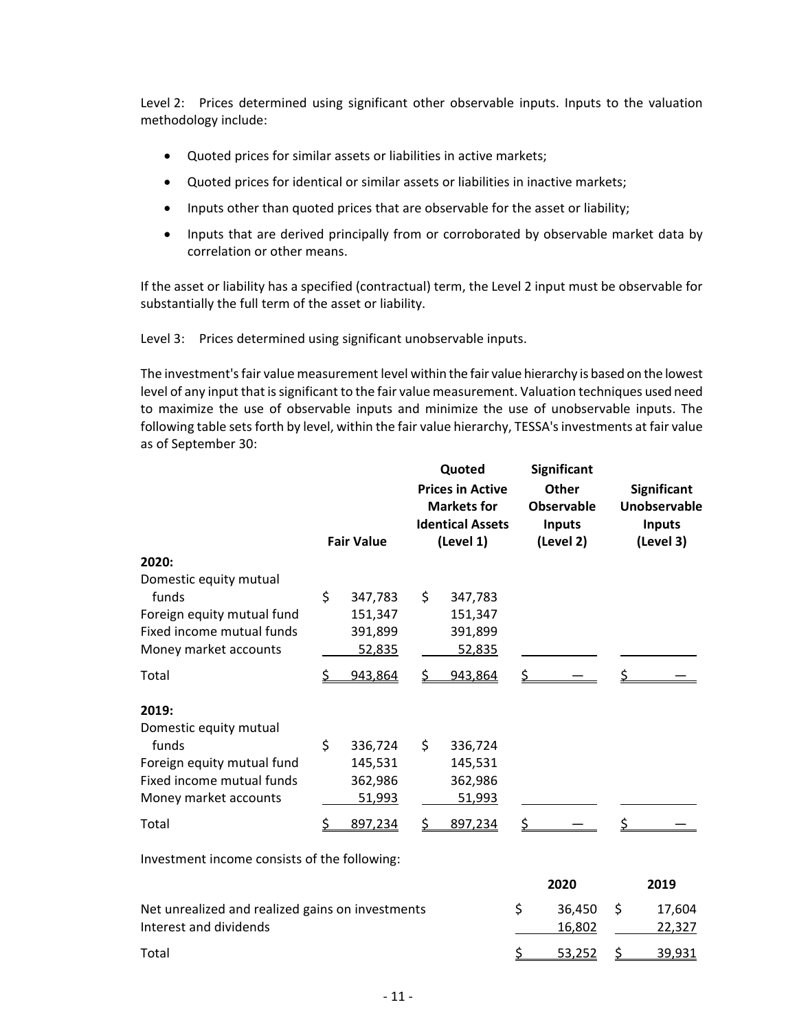Level 2: Prices determined using significant other observable inputs. Inputs to the valuation methodology include:

- Quoted prices for similar assets or liabilities in active markets;
- Quoted prices for identical or similar assets or liabilities in inactive markets;
- Inputs other than quoted prices that are observable for the asset or liability;
- Inputs that are derived principally from or corroborated by observable market data by correlation or other means.

If the asset or liability has a specified (contractual) term, the Level 2 input must be observable for substantially the full term of the asset or liability.

Level 3: Prices determined using significant unobservable inputs.

The investment's fair value measurement level within the fair value hierarchy is based on the lowest level of any input that is significant to the fair value measurement. Valuation techniques used need to maximize the use of observable inputs and minimize the use of unobservable inputs. The following table sets forth by level, within the fair value hierarchy, TESSA's investments at fair value as of September 30:

| | Fair Value | Quoted Prices in Active Markets for Identical Assets (Level 1) | Significant Other Observable Inputs (Level 2) | Significant Unobservable Inputs (Level 3) |
|---|---|---|---|---|
| **2020:** | | | | |
| Domestic equity mutual funds | $ 347,783 | $ 347,783 | | |
| Foreign equity mutual fund | 151,347 | 151,347 | | |
| Fixed income mutual funds | 391,899 | 391,899 | | |
| Money market accounts | 52,835 | 52,835 | | |
| Total | $ 943,864 | $ 943,864 | $ — | $ — |
| **2019:** | | | | |
| Domestic equity mutual funds | $ 336,724 | $ 336,724 | | |
| Foreign equity mutual fund | 145,531 | 145,531 | | |
| Fixed income mutual funds | 362,986 | 362,986 | | |
| Money market accounts | 51,993 | 51,993 | | |
| Total | $ 897,234 | $ 897,234 | $ — | $ — |

Investment income consists of the following:

| | 2020 | 2019 |
|---|---|---|
| Net unrealized and realized gains on investments | $ 36,450 | $ 17,604 |
| Interest and dividends | 16,802 | 22,327 |
| Total | $ 53,252 | $ 39,931 |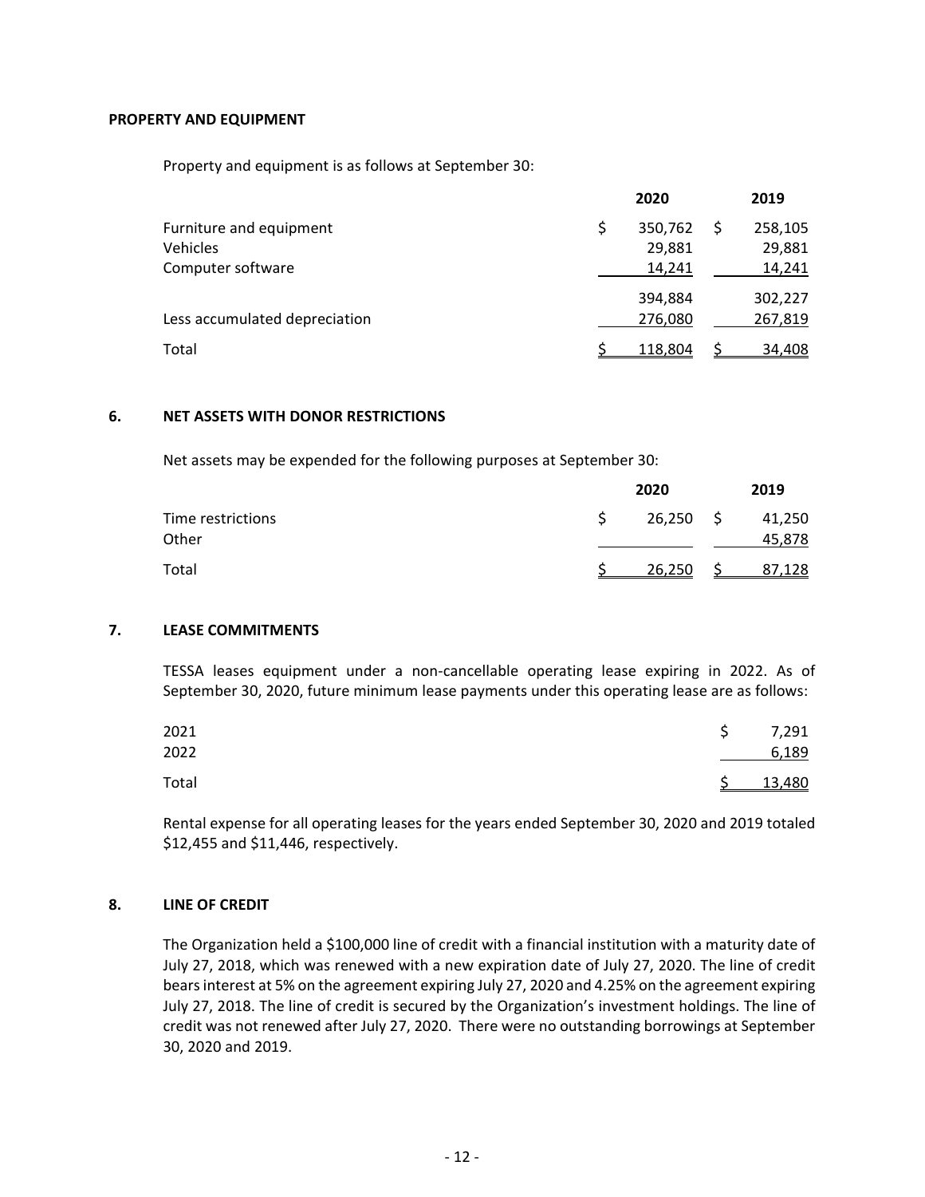## PROPERTY AND EQUIPMENT

Property and equipment is as follows at September 30:

| | 2020 | 2019 |
|---|---|---|
| Furniture and equipment | $ 350,762 | $ 258,105 |
| Vehicles | 29,881 | 29,881 |
| Computer software | 14,241 | 14,241 |
| | 394,884 | 302,227 |
| Less accumulated depreciation | 276,080 | 267,819 |
| Total | $ 118,804 | $ 34,408 |

## 6. NET ASSETS WITH DONOR RESTRICTIONS

Net assets may be expended for the following purposes at September 30:

| | 2020 | 2019 |
|---|---|---|
| Time restrictions | $ 26,250 | $ 41,250 |
| Other | | 45,878 |
| Total | $ 26,250 | $ 87,128 |

## 7. LEASE COMMITMENTS

TESSA leases equipment under a non-cancellable operating lease expiring in 2022. As of September 30, 2020, future minimum lease payments under this operating lease are as follows:

| | |
|---|---|
| 2021 | $ 7,291 |
| 2022 | 6,189 |
| Total | $ 13,480 |

Rental expense for all operating leases for the years ended September 30, 2020 and 2019 totaled $12,455 and $11,446, respectively.

## 8. LINE OF CREDIT

The Organization held a $100,000 line of credit with a financial institution with a maturity date of July 27, 2018, which was renewed with a new expiration date of July 27, 2020. The line of credit bears interest at 5% on the agreement expiring July 27, 2020 and 4.25% on the agreement expiring July 27, 2018. The line of credit is secured by the Organization's investment holdings. The line of credit was not renewed after July 27, 2020. There were no outstanding borrowings at September 30, 2020 and 2019.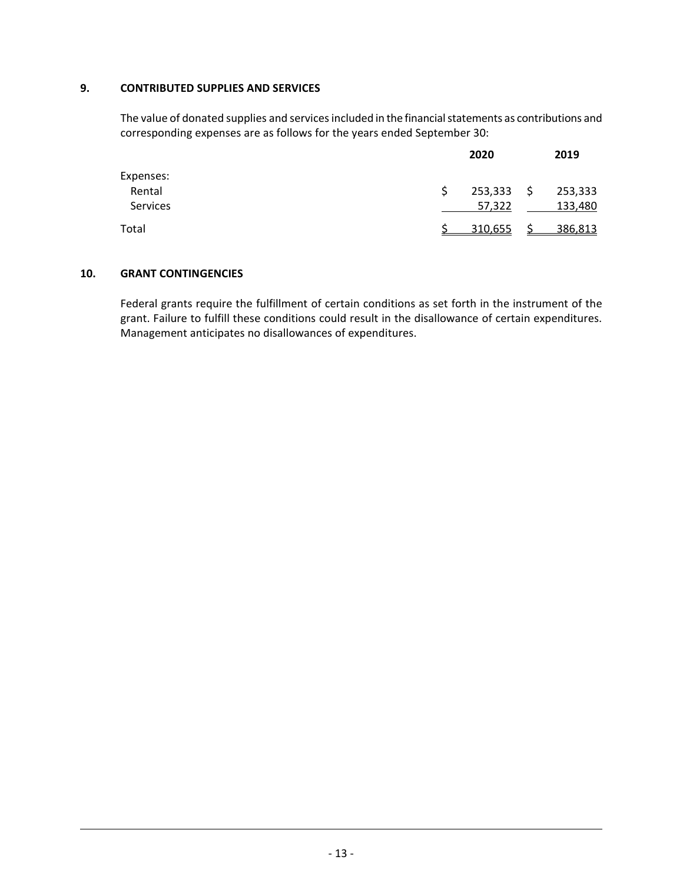## 9. CONTRIBUTED SUPPLIES AND SERVICES

The value of donated supplies and services included in the financial statements as contributions and corresponding expenses are as follows for the years ended September 30:

| | 2020 | 2019 |
|---|---|---|
| Expenses: | | |
| Rental | $ 253,333 | $ 253,333 |
| Services | 57,322 | 133,480 |
| Total | $ 310,655 | $ 386,813 |

## 10. GRANT CONTINGENCIES

Federal grants require the fulfillment of certain conditions as set forth in the instrument of the grant. Failure to fulfill these conditions could result in the disallowance of certain expenditures. Management anticipates no disallowances of expenditures.